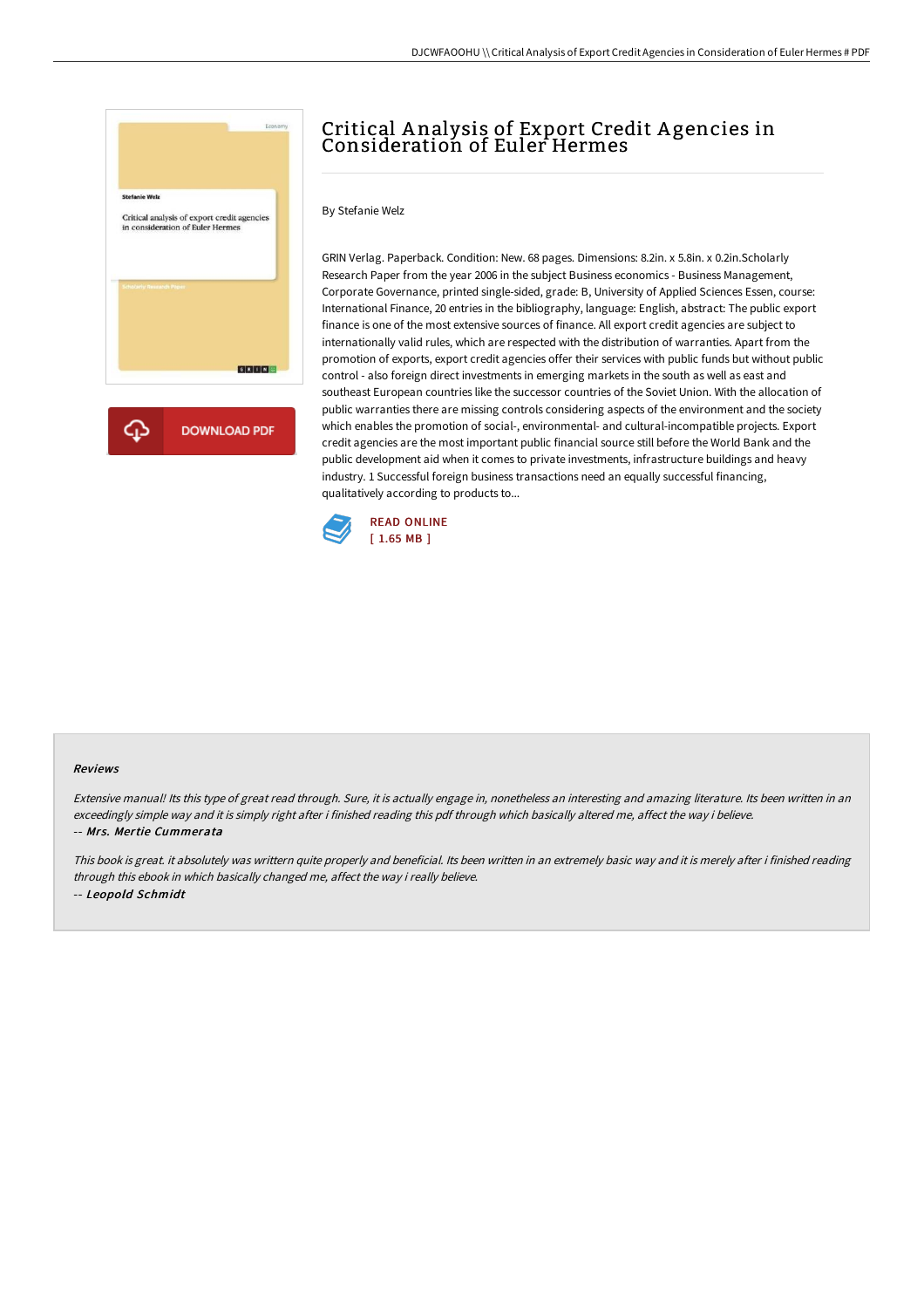# Critical Analysis of Export Credit Agencies in Consideration of Euler Hermes

By Stefanie Welz

GRIN Verlag. Paperback. Condition: New. 68 pages. Dimensions: 8.2in. x 5.8in. x 0.2in.Scholarly Research Paper from the year 2006 in the subject Business economics - Business Management, Corporate Governance, printed single-sided, grade: B, University of Applied Sciences Essen, course: International Finance, 20 entries in the bibliography, language: English, abstract: The public export finance is one of the most extensive sources of finance. All export credit agencies are subject to internationally valid rules, which are respected with the distribution of warranties. Apart from the promotion of exports, export credit agencies offer their services with public funds but without public control - also foreign direct investments in emerging markets in the south as well as east and southeast European countries like the successor countries of the Soviet Union. With the allocation of public warranties there are missing controls considering aspects of the environment and the society which enables the promotion of social-, environmental- and cultural-incompatible projects. Export credit agencies are the most important public financial source still before the World Bank and the public development aid when it comes to private investments, infrastructure buildings and heavy industry. 1 Successful foreign business transactions need an equally successful financing, qualitatively according to products to...

READ ONLINE
[ 1.65 MB ]

### Reviews

*Extensive manual! Its this type of great read through. Sure, it is actually engage in, nonetheless an interesting and amazing literature. Its been written in an exceedingly simple way and it is simply right after i finished reading this pdf through which basically altered me, affect the way i believe.*

-- ***Mrs. Mertie Cummerata***

*This book is great. it absolutely was writtern quite properly and beneficial. Its been written in an extremely basic way and it is merely after i finished reading through this ebook in which basically changed me, affect the way i really believe.*

-- ***Leopold Schmidt***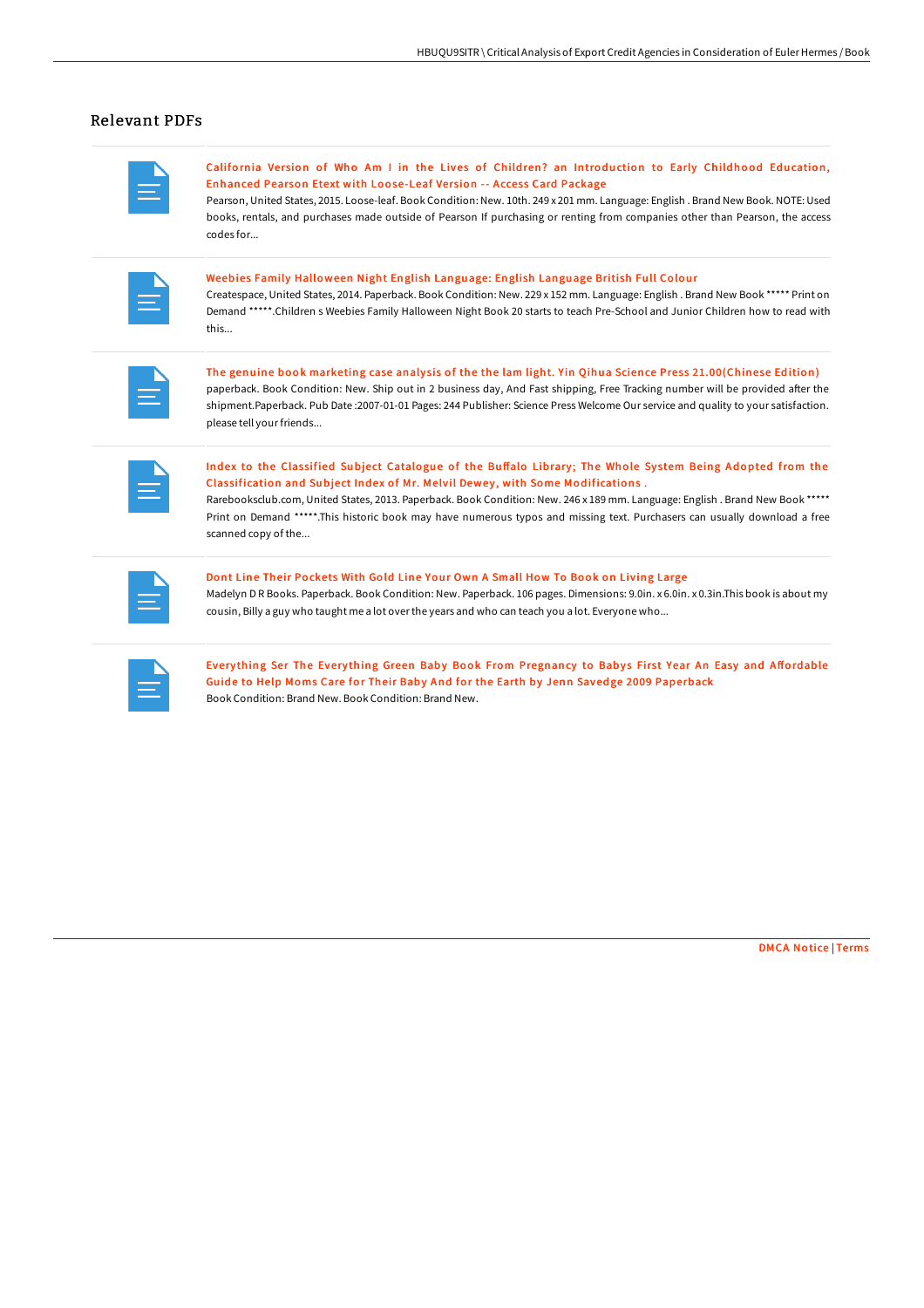## Relevant PDFs

**California Version of Who Am I in the Lives of Children? an Introduction to Early Childhood Education, Enhanced Pearson Etext with Loose-Leaf Version -- Access Card Package**

Pearson, United States, 2015. Loose-leaf. Book Condition: New. 10th. 249 x 201 mm. Language: English . Brand New Book. NOTE: Used books, rentals, and purchases made outside of Pearson If purchasing or renting from companies other than Pearson, the access codes for...

**Weebies Family Halloween Night English Language: English Language British Full Colour**

Createspace, United States, 2014. Paperback. Book Condition: New. 229 x 152 mm. Language: English . Brand New Book ***** Print on Demand *****.Children s Weebies Family Halloween Night Book 20 starts to teach Pre-School and Junior Children how to read with this...

**The genuine book marketing case analysis of the the lam light. Yin Qihua Science Press 21.00(Chinese Edition)**

paperback. Book Condition: New. Ship out in 2 business day, And Fast shipping, Free Tracking number will be provided after the shipment.Paperback. Pub Date :2007-01-01 Pages: 244 Publisher: Science Press Welcome Our service and quality to your satisfaction. please tell your friends...

**Index to the Classified Subject Catalogue of the Buffalo Library; The Whole System Being Adopted from the Classification and Subject Index of Mr. Melvil Dewey, with Some Modifications .**

Rarebooksclub.com, United States, 2013. Paperback. Book Condition: New. 246 x 189 mm. Language: English . Brand New Book ***** Print on Demand *****.This historic book may have numerous typos and missing text. Purchasers can usually download a free scanned copy of the...

**Dont Line Their Pockets With Gold Line Your Own A Small How To Book on Living Large**

Madelyn D R Books. Paperback. Book Condition: New. Paperback. 106 pages. Dimensions: 9.0in. x 6.0in. x 0.3in.This book is about my cousin, Billy a guy who taught me a lot over the years and who can teach you a lot. Everyone who...

**Everything Ser The Everything Green Baby Book From Pregnancy to Babys First Year An Easy and Affordable Guide to Help Moms Care for Their Baby And for the Earth by Jenn Savedge 2009 Paperback**

Book Condition: Brand New. Book Condition: Brand New.